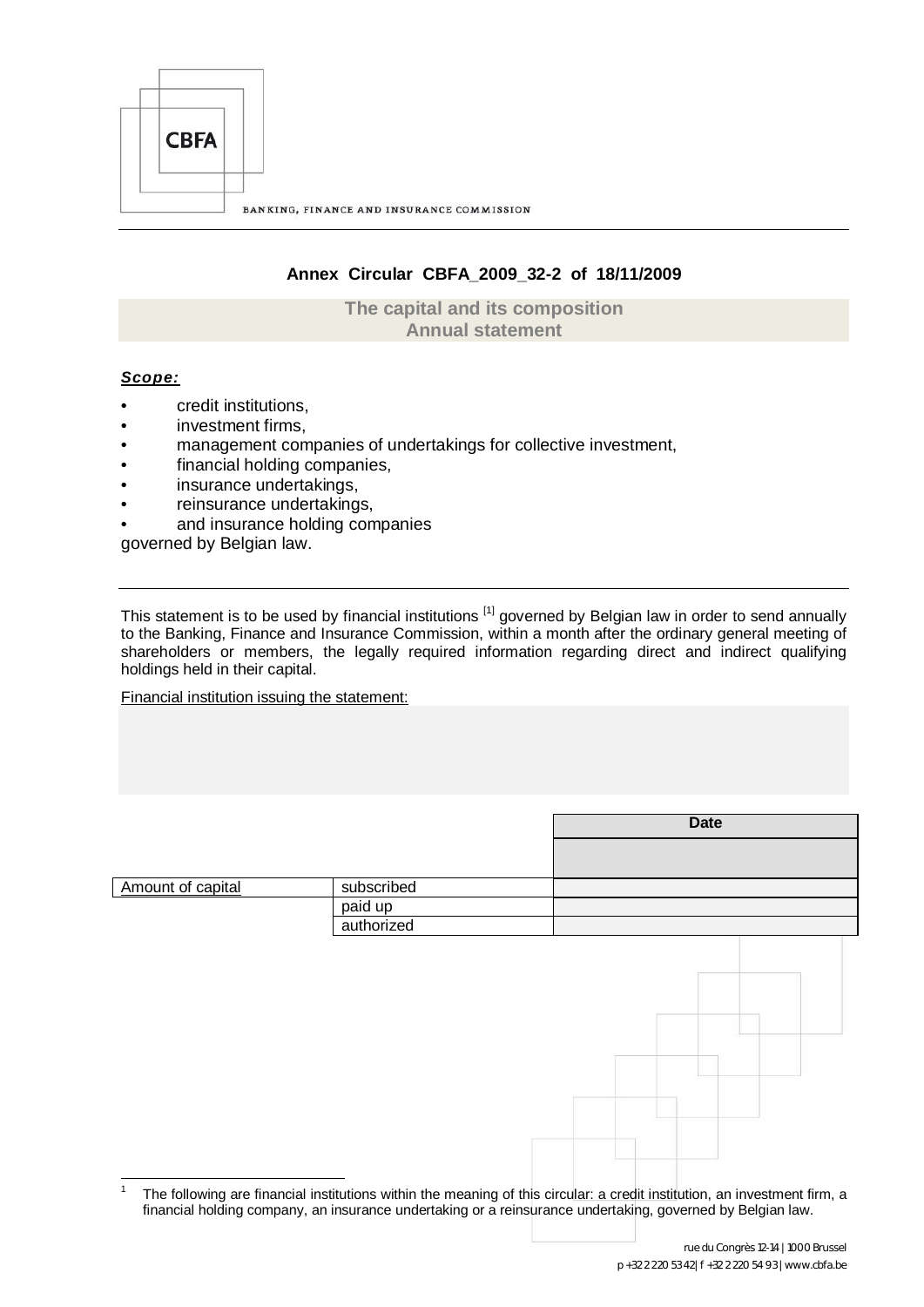CBFA

BANKING, FINANCE AND INSURANCE COMMISSION

**Annex Circular CBFA_2009_32-2 of 18/11/2009**

**The capital and its composition**
**Annual statement**

***Scope:***

- credit institutions,
- investment firms,
- management companies of undertakings for collective investment,
- financial holding companies,
- insurance undertakings,
- reinsurance undertakings,
- and insurance holding companies

governed by Belgian law.

---

This statement is to be used by financial institutions [1] governed by Belgian law in order to send annually to the Banking, Finance and Insurance Commission, within a month after the ordinary general meeting of shareholders or members, the legally required information regarding direct and indirect qualifying holdings held in their capital.

Financial institution issuing the statement:

| | | **Date** |
|---|---|---|
| | | |
| Amount of capital | subscribed | |
| | paid up | |
| | authorized | |

[1] The following are financial institutions within the meaning of this circular: a credit institution, an investment firm, a financial holding company, an insurance undertaking or a reinsurance undertaking, governed by Belgian law.

rue du Congrès 12-14 | 1000 Brussel
p +32 2 220 53 42 | f +32 2 220 54 93 | www.cbfa.be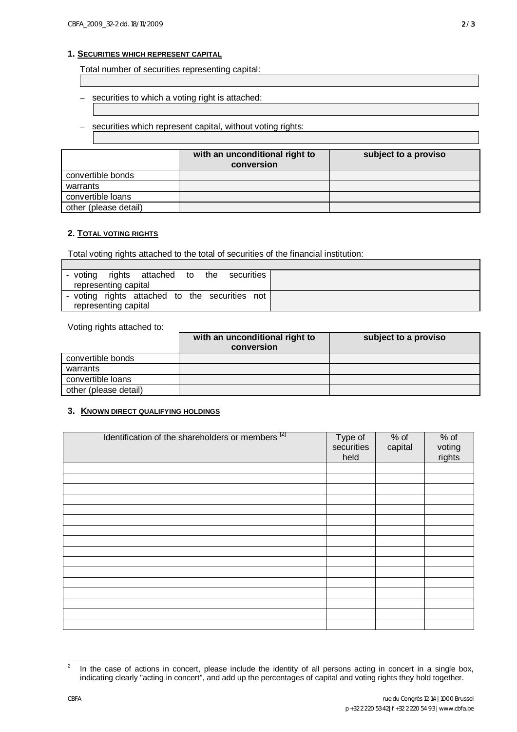## 1. SECURITIES WHICH REPRESENT CAPITAL

Total number of securities representing capital:

- securities to which a voting right is attached:
- securities which represent capital, without voting rights:

| | with an unconditional right to conversion | subject to a proviso |
|---|---|---|
| convertible bonds | | |
| warrants | | |
| convertible loans | | |
| other (please detail) | | |

## 2. TOTAL VOTING RIGHTS

Total voting rights attached to the total of securities of the financial institution:

| | |
|---|---|
| - voting rights attached to the securities representing capital | |
| - voting rights attached to the securities not representing capital | |

Voting rights attached to:

| | with an unconditional right to conversion | subject to a proviso |
|---|---|---|
| convertible bonds | | |
| warrants | | |
| convertible loans | | |
| other (please detail) | | |

## 3. KNOWN DIRECT QUALIFYING HOLDINGS

| Identification of the shareholders or members [2] | Type of securities held | % of capital | % of voting rights |
|---|---|---|---|
| | | | |
| | | | |
| | | | |
| | | | |
| | | | |
| | | | |
| | | | |
| | | | |
| | | | |
| | | | |
| | | | |
| | | | |
| | | | |
| | | | |
| | | | |
| | | | |

[2] In the case of actions in concert, please include the identity of all persons acting in concert in a single box, indicating clearly "acting in concert", and add up the percentages of capital and voting rights they hold together.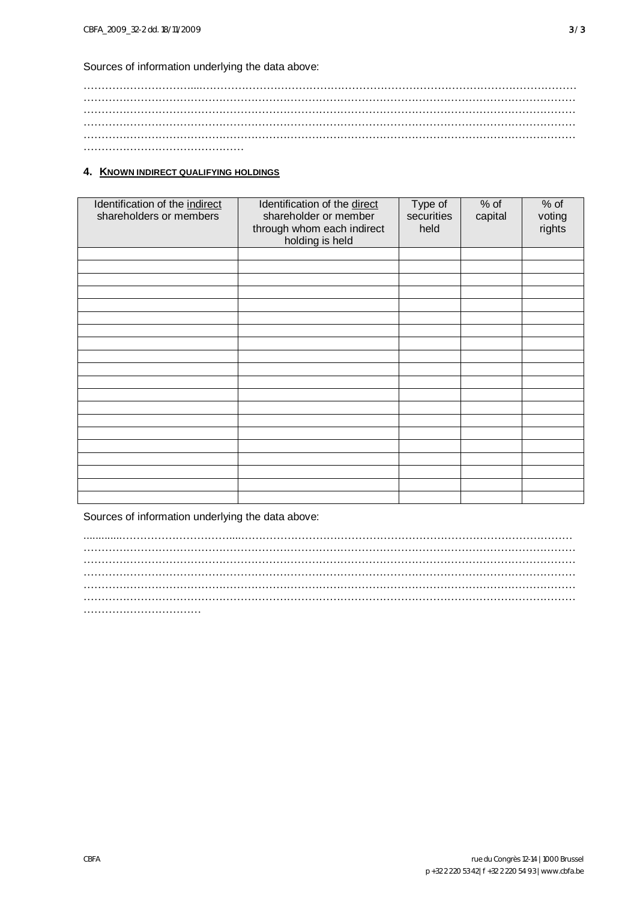Sources of information underlying the data above:

……………………………………………………………………………………………………………………………………
……………………………………………………………………………………………………………………………………
……………………………………………………………………………………………………………………………………
……………………………………………………………………………………………………………………………………
……………………………………………………………………………………………………………………………………
…………………………………………

## 4. KNOWN INDIRECT QUALIFYING HOLDINGS

| Identification of the indirect shareholders or members | Identification of the direct shareholder or member through whom each indirect holding is held | Type of securities held | % of capital | % of voting rights |
|---|---|---|---|---|
| | | | | |
| | | | | |
| | | | | |
| | | | | |
| | | | | |
| | | | | |
| | | | | |
| | | | | |
| | | | | |
| | | | | |
| | | | | |
| | | | | |
| | | | | |
| | | | | |
| | | | | |
| | | | | |
| | | | | |
| | | | | |
| | | | | |
| | | | | |

Sources of information underlying the data above:

……………………………………………………………………………………………………………………………………
……………………………………………………………………………………………………………………………………
……………………………………………………………………………………………………………………………………
……………………………………………………………………………………………………………………………………
……………………………………………………………………………………………………………………………………
……………………………………………………………………………………………………………………………………
……………………………